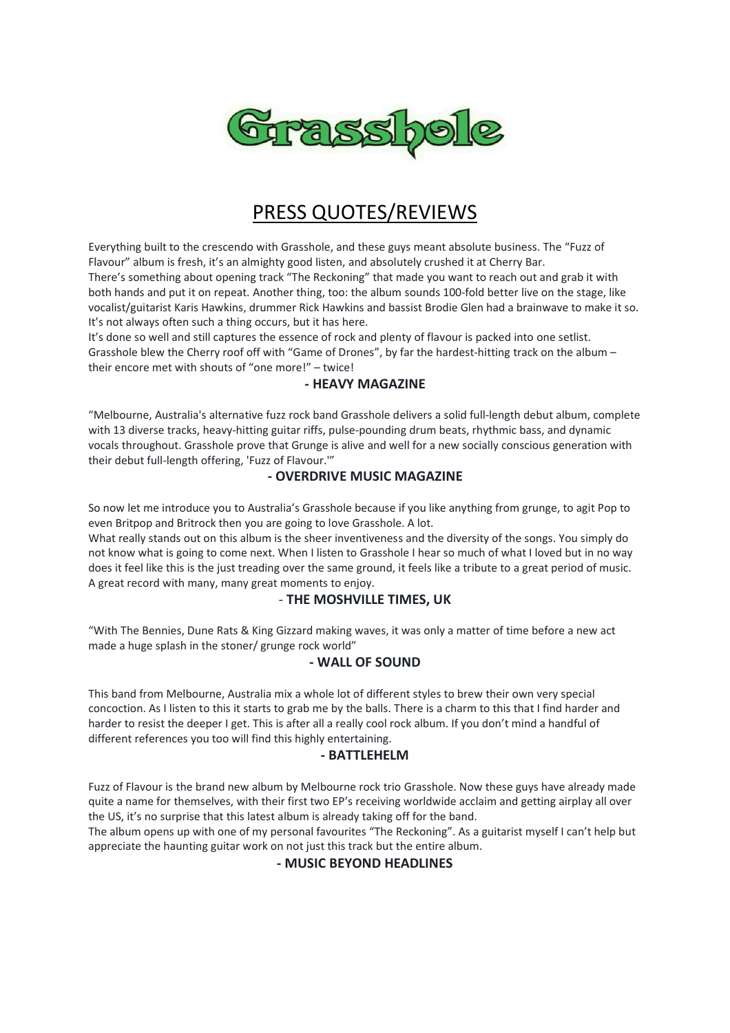# Grasshole

## PRESS QUOTES/REVIEWS

Everything built to the crescendo with Grasshole, and these guys meant absolute business. The "Fuzz of Flavour" album is fresh, it's an almighty good listen, and absolutely crushed it at Cherry Bar.
There's something about opening track "The Reckoning" that made you want to reach out and grab it with both hands and put it on repeat. Another thing, too: the album sounds 100-fold better live on the stage, like vocalist/guitarist Karis Hawkins, drummer Rick Hawkins and bassist Brodie Glen had a brainwave to make it so. It's not always often such a thing occurs, but it has here.
It's done so well and still captures the essence of rock and plenty of flavour is packed into one setlist. Grasshole blew the Cherry roof off with "Game of Drones", by far the hardest-hitting track on the album – their encore met with shouts of "one more!" – twice!

**- HEAVY MAGAZINE**

"Melbourne, Australia's alternative fuzz rock band Grasshole delivers a solid full-length debut album, complete with 13 diverse tracks, heavy-hitting guitar riffs, pulse-pounding drum beats, rhythmic bass, and dynamic vocals throughout. Grasshole prove that Grunge is alive and well for a new socially conscious generation with their debut full-length offering, 'Fuzz of Flavour.'"

**- OVERDRIVE MUSIC MAGAZINE**

So now let me introduce you to Australia's Grasshole because if you like anything from grunge, to agit Pop to even Britpop and Britrock then you are going to love Grasshole. A lot.
What really stands out on this album is the sheer inventiveness and the diversity of the songs. You simply do not know what is going to come next. When I listen to Grasshole I hear so much of what I loved but in no way does it feel like this is the just treading over the same ground, it feels like a tribute to a great period of music. A great record with many, many great moments to enjoy.

\- **THE MOSHVILLE TIMES, UK**

"With The Bennies, Dune Rats & King Gizzard making waves, it was only a matter of time before a new act made a huge splash in the stoner/ grunge rock world"

**- WALL OF SOUND**

This band from Melbourne, Australia mix a whole lot of different styles to brew their own very special concoction. As I listen to this it starts to grab me by the balls. There is a charm to this that I find harder and harder to resist the deeper I get. This is after all a really cool rock album. If you don't mind a handful of different references you too will find this highly entertaining.

**- BATTLEHELM**

Fuzz of Flavour is the brand new album by Melbourne rock trio Grasshole. Now these guys have already made quite a name for themselves, with their first two EP's receiving worldwide acclaim and getting airplay all over the US, it's no surprise that this latest album is already taking off for the band.
The album opens up with one of my personal favourites "The Reckoning". As a guitarist myself I can't help but appreciate the haunting guitar work on not just this track but the entire album.

**- MUSIC BEYOND HEADLINES**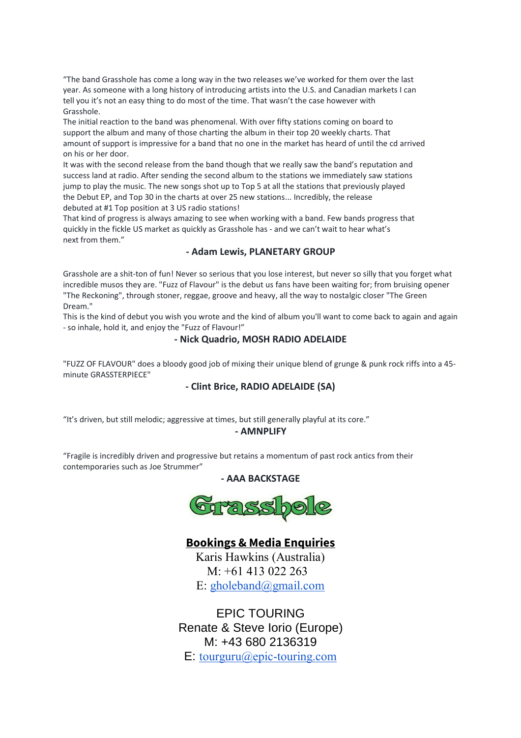"The band Grasshole has come a long way in the two releases we've worked for them over the last year. As someone with a long history of introducing artists into the U.S. and Canadian markets I can tell you it's not an easy thing to do most of the time. That wasn't the case however with Grasshole.
The initial reaction to the band was phenomenal. With over fifty stations coming on board to support the album and many of those charting the album in their top 20 weekly charts. That amount of support is impressive for a band that no one in the market has heard of until the cd arrived on his or her door.
It was with the second release from the band though that we really saw the band's reputation and success land at radio. After sending the second album to the stations we immediately saw stations jump to play the music. The new songs shot up to Top 5 at all the stations that previously played the Debut EP, and Top 30 in the charts at over 25 new stations... Incredibly, the release debuted at #1 Top position at 3 US radio stations!
That kind of progress is always amazing to see when working with a band. Few bands progress that quickly in the fickle US market as quickly as Grasshole has - and we can't wait to hear what's next from them."

**- Adam Lewis, PLANETARY GROUP**

Grasshole are a shit-ton of fun! Never so serious that you lose interest, but never so silly that you forget what incredible musos they are. "Fuzz of Flavour" is the debut us fans have been waiting for; from bruising opener "The Reckoning", through stoner, reggae, groove and heavy, all the way to nostalgic closer "The Green Dream."
This is the kind of debut you wish you wrote and the kind of album you'll want to come back to again and again - so inhale, hold it, and enjoy the "Fuzz of Flavour!"

**- Nick Quadrio, MOSH RADIO ADELAIDE**

"FUZZ OF FLAVOUR" does a bloody good job of mixing their unique blend of grunge & punk rock riffs into a 45-minute GRASSTERPIECE"

**- Clint Brice, RADIO ADELAIDE (SA)**

"It's driven, but still melodic; aggressive at times, but still generally playful at its core."

**- AMNPLIFY**

"Fragile is incredibly driven and progressive but retains a momentum of past rock antics from their contemporaries such as Joe Strummer"

**- AAA BACKSTAGE**

Grasshole

**Bookings & Media Enquiries**

Karis Hawkins (Australia)
M: +61 413 022 263
E: gholeband@gmail.com

EPIC TOURING
Renate & Steve Iorio (Europe)
M: +43 680 2136319
E: tourguru@epic-touring.com